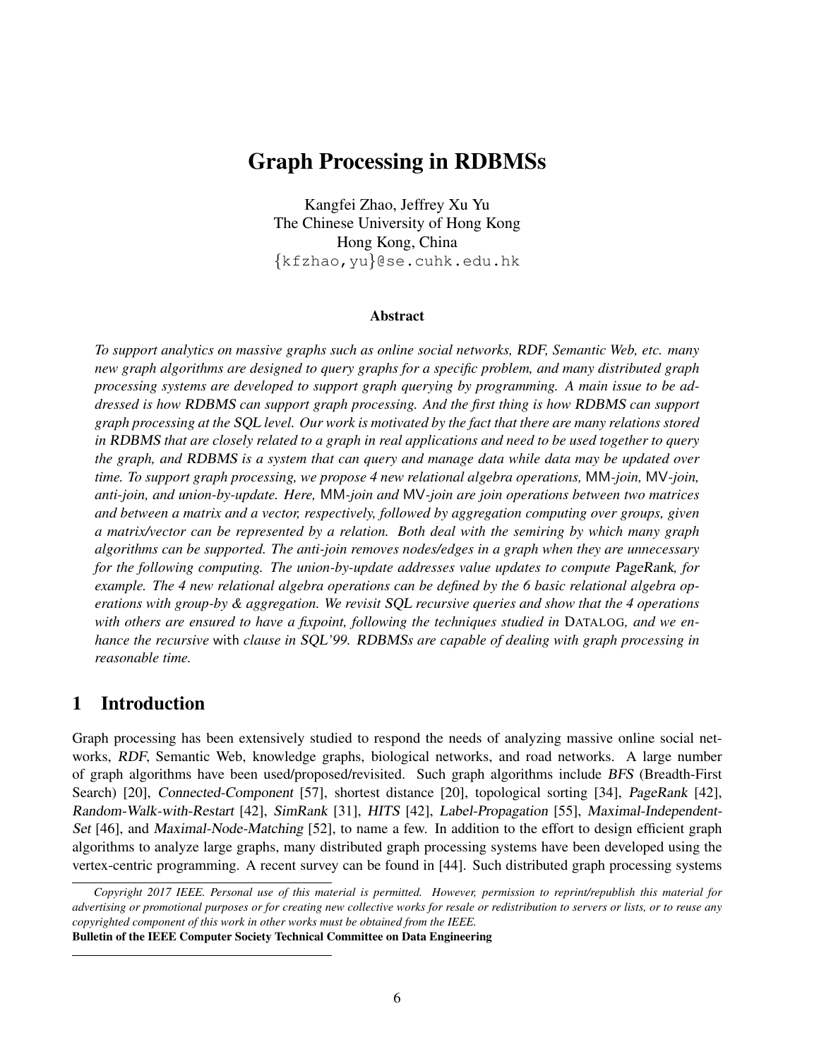# Graph Processing in RDBMSs

Kangfei Zhao, Jeffrey Xu Yu  
The Chinese University of Hong Kong  
Hong Kong, China  
{kfzhao,yu}@se.cuhk.edu.hk

## Abstract

*To support analytics on massive graphs such as online social networks, RDF, Semantic Web, etc. many new graph algorithms are designed to query graphs for a specific problem, and many distributed graph processing systems are developed to support graph querying by programming. A main issue to be addressed is how RDBMS can support graph processing. And the first thing is how RDBMS can support graph processing at the SQL level. Our work is motivated by the fact that there are many relations stored in RDBMS that are closely related to a graph in real applications and need to be used together to query the graph, and RDBMS is a system that can query and manage data while data may be updated over time. To support graph processing, we propose 4 new relational algebra operations, MM-join, MV-join, anti-join, and union-by-update. Here, MM-join and MV-join are join operations between two matrices and between a matrix and a vector, respectively, followed by aggregation computing over groups, given a matrix/vector can be represented by a relation. Both deal with the semiring by which many graph algorithms can be supported. The anti-join removes nodes/edges in a graph when they are unnecessary for the following computing. The union-by-update addresses value updates to compute PageRank, for example. The 4 new relational algebra operations can be defined by the 6 basic relational algebra operations with group-by & aggregation. We revisit SQL recursive queries and show that the 4 operations with others are ensured to have a fixpoint, following the techniques studied in DATALOG, and we enhance the recursive with clause in SQL'99. RDBMSs are capable of dealing with graph processing in reasonable time.*

## 1 Introduction

Graph processing has been extensively studied to respond the needs of analyzing massive online social networks, *RDF*, Semantic Web, knowledge graphs, biological networks, and road networks. A large number of graph algorithms have been used/proposed/revisited. Such graph algorithms include *BFS* (Breadth-First Search) [20], *Connected-Component* [57], shortest distance [20], topological sorting [34], *PageRank* [42], *Random-Walk-with-Restart* [42], *SimRank* [31], *HITS* [42], *Label-Propagation* [55], *Maximal-Independent-Set* [46], and *Maximal-Node-Matching* [52], to name a few. In addition to the effort to design efficient graph algorithms to analyze large graphs, many distributed graph processing systems have been developed using the vertex-centric programming. A recent survey can be found in [44]. Such distributed graph processing systems

*Copyright 2017 IEEE. Personal use of this material is permitted. However, permission to reprint/republish this material for advertising or promotional purposes or for creating new collective works for resale or redistribution to servers or lists, or to reuse any copyrighted component of this work in other works must be obtained from the IEEE.*  
**Bulletin of the IEEE Computer Society Technical Committee on Data Engineering**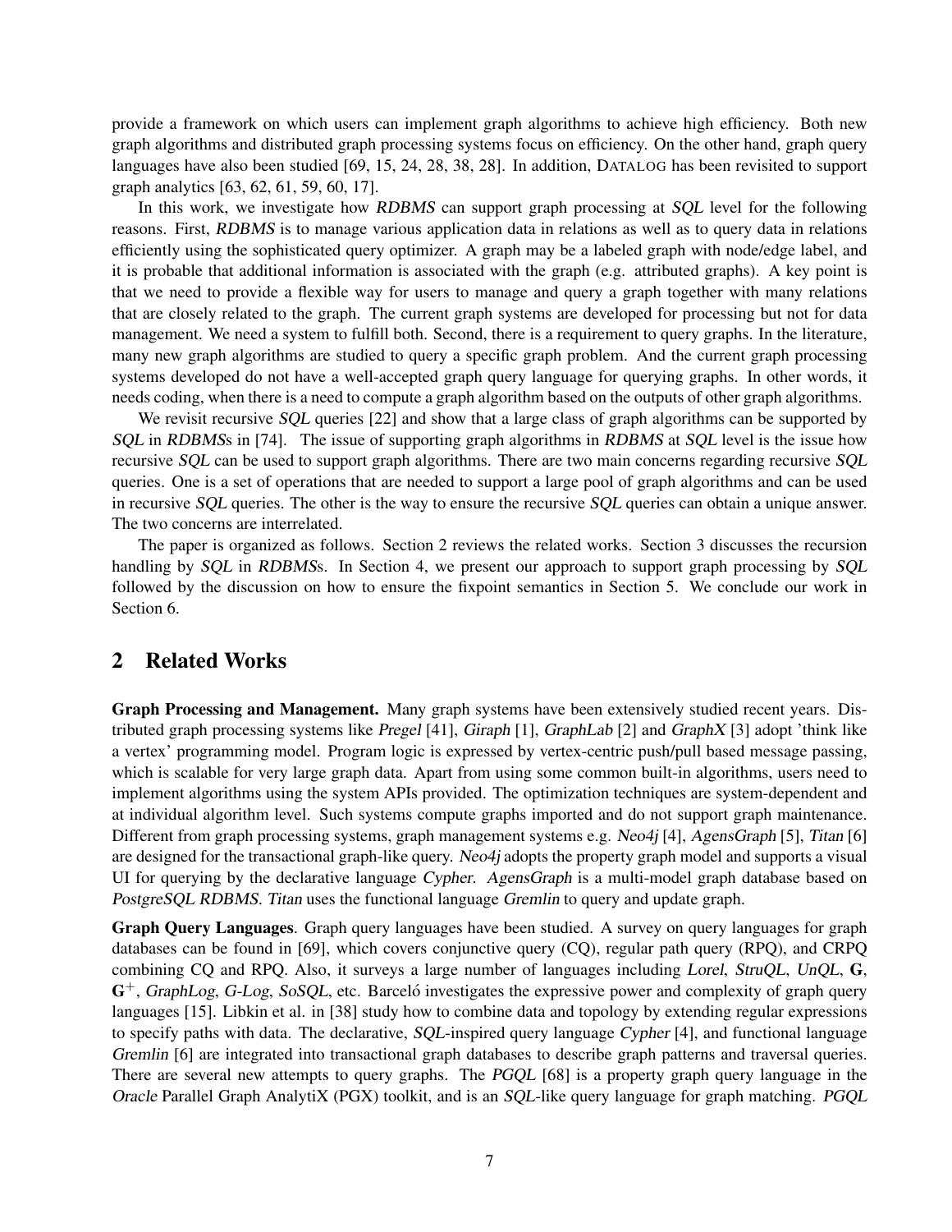provide a framework on which users can implement graph algorithms to achieve high efficiency. Both new graph algorithms and distributed graph processing systems focus on efficiency. On the other hand, graph query languages have also been studied [69, 15, 24, 28, 38, 28]. In addition, DATALOG has been revisited to support graph analytics [63, 62, 61, 59, 60, 17].

In this work, we investigate how *RDBMS* can support graph processing at *SQL* level for the following reasons. First, *RDBMS* is to manage various application data in relations as well as to query data in relations efficiently using the sophisticated query optimizer. A graph may be a labeled graph with node/edge label, and it is probable that additional information is associated with the graph (e.g. attributed graphs). A key point is that we need to provide a flexible way for users to manage and query a graph together with many relations that are closely related to the graph. The current graph systems are developed for processing but not for data management. We need a system to fulfill both. Second, there is a requirement to query graphs. In the literature, many new graph algorithms are studied to query a specific graph problem. And the current graph processing systems developed do not have a well-accepted graph query language for querying graphs. In other words, it needs coding, when there is a need to compute a graph algorithm based on the outputs of other graph algorithms.

We revisit recursive *SQL* queries [22] and show that a large class of graph algorithms can be supported by *SQL* in *RDBMS*s in [74]. The issue of supporting graph algorithms in *RDBMS* at *SQL* level is the issue how recursive *SQL* can be used to support graph algorithms. There are two main concerns regarding recursive *SQL* queries. One is a set of operations that are needed to support a large pool of graph algorithms and can be used in recursive *SQL* queries. The other is the way to ensure the recursive *SQL* queries can obtain a unique answer. The two concerns are interrelated.

The paper is organized as follows. Section 2 reviews the related works. Section 3 discusses the recursion handling by *SQL* in *RDBMS*s. In Section 4, we present our approach to support graph processing by *SQL* followed by the discussion on how to ensure the fixpoint semantics in Section 5. We conclude our work in Section 6.

## 2 Related Works

**Graph Processing and Management.** Many graph systems have been extensively studied recent years. Distributed graph processing systems like *Pregel* [41], *Giraph* [1], *GraphLab* [2] and *GraphX* [3] adopt 'think like a vertex' programming model. Program logic is expressed by vertex-centric push/pull based message passing, which is scalable for very large graph data. Apart from using some common built-in algorithms, users need to implement algorithms using the system APIs provided. The optimization techniques are system-dependent and at individual algorithm level. Such systems compute graphs imported and do not support graph maintenance. Different from graph processing systems, graph management systems e.g. *Neo4j* [4], *AgensGraph* [5], *Titan* [6] are designed for the transactional graph-like query. *Neo4j* adopts the property graph model and supports a visual UI for querying by the declarative language *Cypher*. *AgensGraph* is a multi-model graph database based on *PostgreSQL RDBMS*. *Titan* uses the functional language *Gremlin* to query and update graph.

**Graph Query Languages**. Graph query languages have been studied. A survey on query languages for graph databases can be found in [69], which covers conjunctive query (CQ), regular path query (RPQ), and CRPQ combining CQ and RPQ. Also, it surveys a large number of languages including *Lorel*, *StruQL*, *UnQL*, **G**, $\mathbf{G}^+$, *GraphLog*, *G-Log*, *SoSQL*, etc. Barceló investigates the expressive power and complexity of graph query languages [15]. Libkin et al. in [38] study how to combine data and topology by extending regular expressions to specify paths with data. The declarative, *SQL*-inspired query language *Cypher* [4], and functional language *Gremlin* [6] are integrated into transactional graph databases to describe graph patterns and traversal queries. There are several new attempts to query graphs. The *PGQL* [68] is a property graph query language in the *Oracle* Parallel Graph AnalytiX (PGX) toolkit, and is an *SQL*-like query language for graph matching. *PGQL*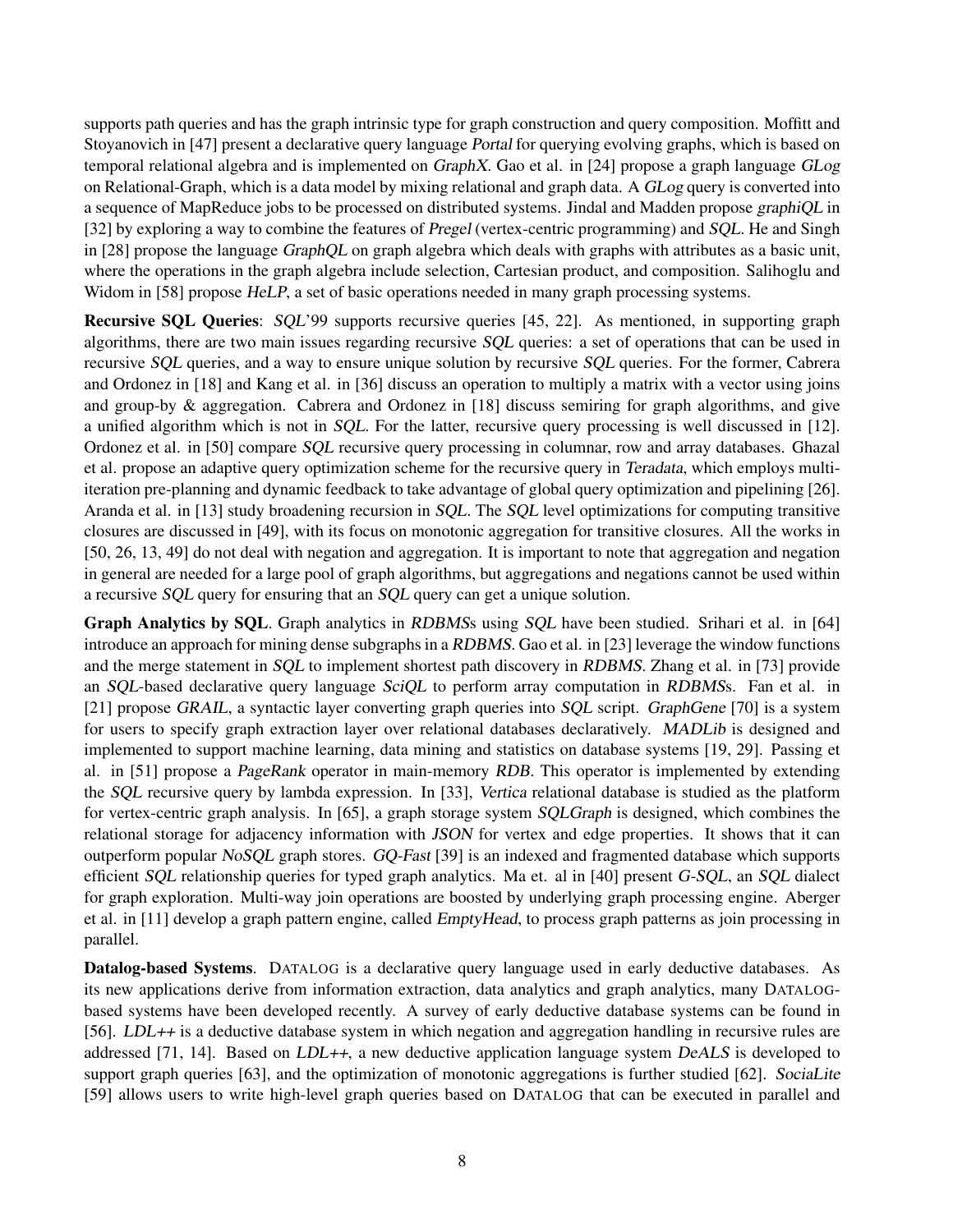supports path queries and has the graph intrinsic type for graph construction and query composition. Moffitt and Stoyanovich in [47] present a declarative query language *Portal* for querying evolving graphs, which is based on temporal relational algebra and is implemented on *GraphX*. Gao et al. in [24] propose a graph language *GLog* on Relational-Graph, which is a data model by mixing relational and graph data. A *GLog* query is converted into a sequence of MapReduce jobs to be processed on distributed systems. Jindal and Madden propose *graphiQL* in [32] by exploring a way to combine the features of *Pregel* (vertex-centric programming) and *SQL*. He and Singh in [28] propose the language *GraphQL* on graph algebra which deals with graphs with attributes as a basic unit, where the operations in the graph algebra include selection, Cartesian product, and composition. Salihoglu and Widom in [58] propose *HeLP*, a set of basic operations needed in many graph processing systems.

**Recursive SQL Queries**: *SQL*'99 supports recursive queries [45, 22]. As mentioned, in supporting graph algorithms, there are two main issues regarding recursive *SQL* queries: a set of operations that can be used in recursive *SQL* queries, and a way to ensure unique solution by recursive *SQL* queries. For the former, Cabrera and Ordonez in [18] and Kang et al. in [36] discuss an operation to multiply a matrix with a vector using joins and group-by & aggregation. Cabrera and Ordonez in [18] discuss semiring for graph algorithms, and give a unified algorithm which is not in *SQL*. For the latter, recursive query processing is well discussed in [12]. Ordonez et al. in [50] compare *SQL* recursive query processing in columnar, row and array databases. Ghazal et al. propose an adaptive query optimization scheme for the recursive query in *Teradata*, which employs multi-iteration pre-planning and dynamic feedback to take advantage of global query optimization and pipelining [26]. Aranda et al. in [13] study broadening recursion in *SQL*. The *SQL* level optimizations for computing transitive closures are discussed in [49], with its focus on monotonic aggregation for transitive closures. All the works in [50, 26, 13, 49] do not deal with negation and aggregation. It is important to note that aggregation and negation in general are needed for a large pool of graph algorithms, but aggregations and negations cannot be used within a recursive *SQL* query for ensuring that an *SQL* query can get a unique solution.

**Graph Analytics by SQL**. Graph analytics in *RDBMS*s using *SQL* have been studied. Srihari et al. in [64] introduce an approach for mining dense subgraphs in a *RDBMS*. Gao et al. in [23] leverage the window functions and the merge statement in *SQL* to implement shortest path discovery in *RDBMS*. Zhang et al. in [73] provide an *SQL*-based declarative query language *SciQL* to perform array computation in *RDBMS*s. Fan et al. in [21] propose *GRAIL*, a syntactic layer converting graph queries into *SQL* script. *GraphGene* [70] is a system for users to specify graph extraction layer over relational databases declaratively. *MADLib* is designed and implemented to support machine learning, data mining and statistics on database systems [19, 29]. Passing et al. in [51] propose a *PageRank* operator in main-memory *RDB*. This operator is implemented by extending the *SQL* recursive query by lambda expression. In [33], *Vertica* relational database is studied as the platform for vertex-centric graph analysis. In [65], a graph storage system *SQLGraph* is designed, which combines the relational storage for adjacency information with *JSON* for vertex and edge properties. It shows that it can outperform popular *NoSQL* graph stores. *GQ-Fast* [39] is an indexed and fragmented database which supports efficient *SQL* relationship queries for typed graph analytics. Ma et. al in [40] present *G-SQL*, an *SQL* dialect for graph exploration. Multi-way join operations are boosted by underlying graph processing engine. Aberger et al. in [11] develop a graph pattern engine, called *EmptyHead*, to process graph patterns as join processing in parallel.

**Datalog-based Systems**. DATALOG is a declarative query language used in early deductive databases. As its new applications derive from information extraction, data analytics and graph analytics, many DATALOG-based systems have been developed recently. A survey of early deductive database systems can be found in [56]. *LDL++* is a deductive database system in which negation and aggregation handling in recursive rules are addressed [71, 14]. Based on *LDL++*, a new deductive application language system *DeALS* is developed to support graph queries [63], and the optimization of monotonic aggregations is further studied [62]. *SociaLite* [59] allows users to write high-level graph queries based on DATALOG that can be executed in parallel and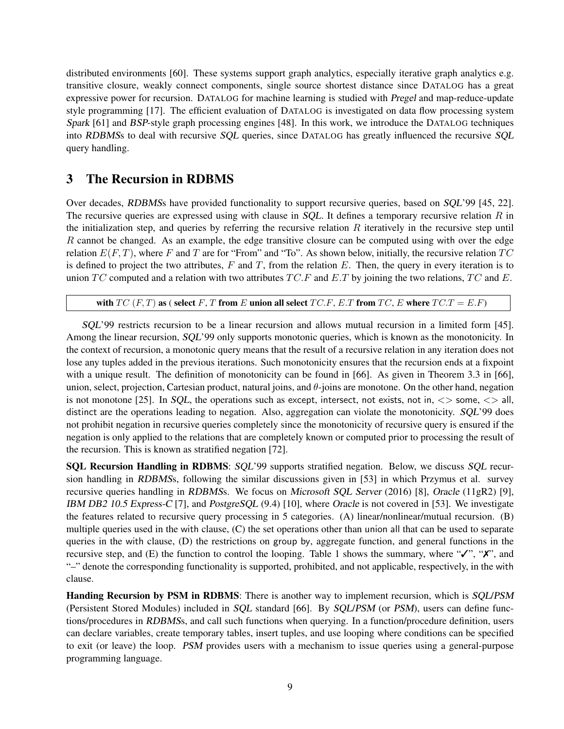distributed environments [60]. These systems support graph analytics, especially iterative graph analytics e.g. transitive closure, weakly connect components, single source shortest distance since DATALOG has a great expressive power for recursion. DATALOG for machine learning is studied with *Pregel* and map-reduce-update style programming [17]. The efficient evaluation of DATALOG is investigated on data flow processing system *Spark* [61] and *BSP*-style graph processing engines [48]. In this work, we introduce the DATALOG techniques into *RDBMS*s to deal with recursive *SQL* queries, since DATALOG has greatly influenced the recursive *SQL* query handling.

# 3 The Recursion in RDBMS

Over decades, *RDBMS*s have provided functionality to support recursive queries, based on *SQL*'99 [45, 22]. The recursive queries are expressed using with clause in *SQL*. It defines a temporary recursive relation $R$ in the initialization step, and queries by referring the recursive relation $R$ iteratively in the recursive step until $R$ cannot be changed. As an example, the edge transitive closure can be computed using with over the edge relation $E(F, T)$, where $F$ and $T$ are for "From" and "To". As shown below, initially, the recursive relation $TC$ is defined to project the two attributes, $F$ and $T$, from the relation $E$. Then, the query in every iteration is to union $TC$ computed and a relation with two attributes $TC.F$ and $E.T$ by joining the two relations, $TC$ and $E$.

**with** $TC\ (F, T)$ **as** ( **select** $F, T$ **from** $E$ **union all select** $TC.F,\ E.T$ **from** $TC,\ E$ **where** $TC.T = E.F$)

*SQL*'99 restricts recursion to be a linear recursion and allows mutual recursion in a limited form [45]. Among the linear recursion, *SQL*'99 only supports monotonic queries, which is known as the monotonicity. In the context of recursion, a monotonic query means that the result of a recursive relation in any iteration does not lose any tuples added in the previous iterations. Such monotonicity ensures that the recursion ends at a fixpoint with a unique result. The definition of monotonicity can be found in [66]. As given in Theorem 3.3 in [66], union, select, projection, Cartesian product, natural joins, and $\theta$-joins are monotone. On the other hand, negation is not monotone [25]. In *SQL*, the operations such as except, intersect, not exists, not in, <> some, <> all, distinct are the operations leading to negation. Also, aggregation can violate the monotonicity. *SQL*'99 does not prohibit negation in recursive queries completely since the monotonicity of recursive query is ensured if the negation is only applied to the relations that are completely known or computed prior to processing the result of the recursion. This is known as stratified negation [72].

**SQL Recursion Handling in RDBMS**: *SQL*'99 supports stratified negation. Below, we discuss *SQL* recursion handling in *RDBMS*s, following the similar discussions given in [53] in which Przymus et al. survey recursive queries handling in *RDBMS*s. We focus on *Microsoft SQL Server* (2016) [8], *Oracle* (11gR2) [9], *IBM DB2 10.5 Express-C* [7], and *PostgreSQL* (9.4) [10], where *Oracle* is not covered in [53]. We investigate the features related to recursive query processing in 5 categories. (A) linear/nonlinear/mutual recursion. (B) multiple queries used in the with clause, (C) the set operations other than union all that can be used to separate queries in the with clause, (D) the restrictions on group by, aggregate function, and general functions in the recursive step, and (E) the function to control the looping. Table 1 shows the summary, where "✓", "✗", and "–" denote the corresponding functionality is supported, prohibited, and not applicable, respectively, in the with clause.

**Handing Recursion by PSM in RDBMS**: There is another way to implement recursion, which is *SQL/PSM* (Persistent Stored Modules) included in *SQL* standard [66]. By *SQL/PSM* (or *PSM*), users can define functions/procedures in *RDBMS*s, and call such functions when querying. In a function/procedure definition, users can declare variables, create temporary tables, insert tuples, and use looping where conditions can be specified to exit (or leave) the loop. *PSM* provides users with a mechanism to issue queries using a general-purpose programming language.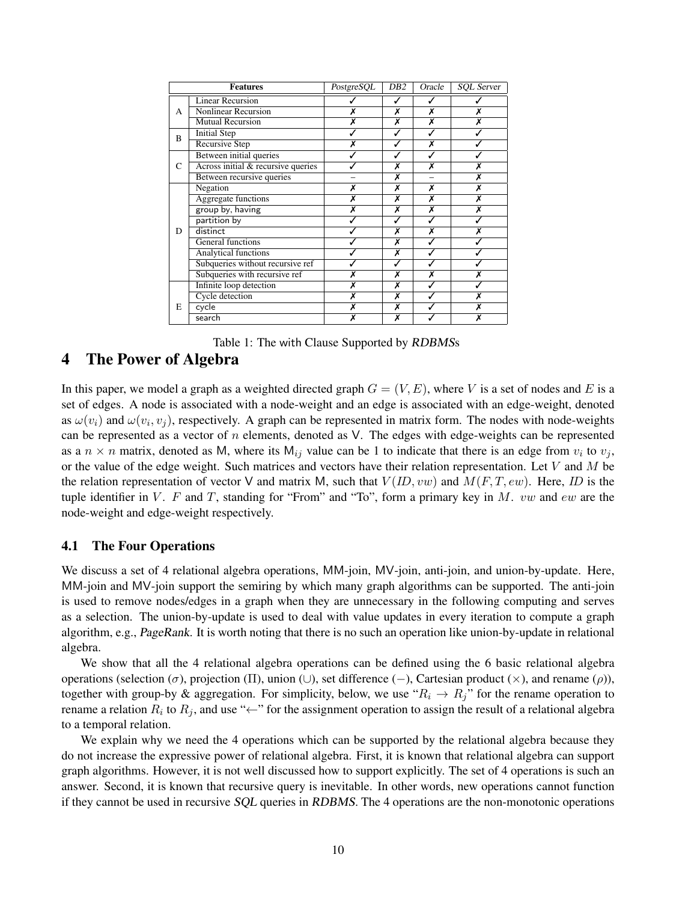| Features | | PostgreSQL | DB2 | Oracle | SQL Server |
|---|---|---|---|---|---|
| A | Linear Recursion | ✓ | ✓ | ✓ | ✓ |
| | Nonlinear Recursion | ✗ | ✗ | ✗ | ✗ |
| | Mutual Recursion | ✗ | ✗ | ✗ | ✗ |
| B | Initial Step | ✓ | ✓ | ✓ | ✓ |
| | Recursive Step | ✗ | ✓ | ✗ | ✓ |
| C | Between initial queries | ✓ | ✓ | ✓ | ✓ |
| | Across initial & recursive queries | ✓ | ✗ | ✗ | ✗ |
| | Between recursive queries | – | ✗ | – | ✗ |
| D | Negation | ✗ | ✗ | ✗ | ✗ |
| | Aggregate functions | ✗ | ✗ | ✗ | ✗ |
| | group by, having | ✗ | ✗ | ✗ | ✗ |
| | partition by | ✓ | ✓ | ✓ | ✓ |
| | distinct | ✓ | ✗ | ✗ | ✗ |
| | General functions | ✓ | ✗ | ✓ | ✓ |
| | Analytical functions | ✓ | ✗ | ✓ | ✓ |
| | Subqueries without recursive ref | ✓ | ✓ | ✓ | ✓ |
| | Subqueries with recursive ref | ✗ | ✗ | ✗ | ✗ |
| E | Infinite loop detection | ✗ | ✗ | ✓ | ✓ |
| | Cycle detection | ✗ | ✗ | ✓ | ✗ |
| | cycle | ✗ | ✗ | ✓ | ✗ |
| | search | ✗ | ✗ | ✓ | ✗ |

Table 1: The with Clause Supported by *RDBMS*s

# 4 The Power of Algebra

In this paper, we model a graph as a weighted directed graph $G = (V, E)$, where $V$ is a set of nodes and $E$ is a set of edges. A node is associated with a node-weight and an edge is associated with an edge-weight, denoted as $\omega(v_i)$ and $\omega(v_i, v_j)$, respectively. A graph can be represented in matrix form. The nodes with node-weights can be represented as a vector of $n$ elements, denoted as $\mathsf{V}$. The edges with edge-weights can be represented as a $n \times n$ matrix, denoted as $\mathsf{M}$, where its $\mathsf{M}_{ij}$ value can be 1 to indicate that there is an edge from $v_i$ to $v_j$, or the value of the edge weight. Such matrices and vectors have their relation representation. Let $V$ and $M$ be the relation representation of vector $\mathsf{V}$ and matrix $\mathsf{M}$, such that $V(ID, vw)$ and $M(F, T, ew)$. Here, $ID$ is the tuple identifier in $V$. $F$ and $T$, standing for "From" and "To", form a primary key in $M$. $vw$ and $ew$ are the node-weight and edge-weight respectively.

## 4.1 The Four Operations

We discuss a set of 4 relational algebra operations, MM-join, MV-join, anti-join, and union-by-update. Here, MM-join and MV-join support the semiring by which many graph algorithms can be supported. The anti-join is used to remove nodes/edges in a graph when they are unnecessary in the following computing and serves as a selection. The union-by-update is used to deal with value updates in every iteration to compute a graph algorithm, e.g., *PageRank*. It is worth noting that there is no such an operation like union-by-update in relational algebra.

We show that all the 4 relational algebra operations can be defined using the 6 basic relational algebra operations (selection ($\sigma$), projection ($\Pi$), union ($\cup$), set difference ($-$), Cartesian product ($\times$), and rename ($\rho$)), together with group-by & aggregation. For simplicity, below, we use "$R_i \rightarrow R_j$" for the rename operation to rename a relation $R_i$ to $R_j$, and use "$\leftarrow$" for the assignment operation to assign the result of a relational algebra to a temporal relation.

We explain why we need the 4 operations which can be supported by the relational algebra because they do not increase the expressive power of relational algebra. First, it is known that relational algebra can support graph algorithms. However, it is not well discussed how to support explicitly. The set of 4 operations is such an answer. Second, it is known that recursive query is inevitable. In other words, new operations cannot function if they cannot be used in recursive *SQL* queries in *RDBMS*. The 4 operations are the non-monotonic operations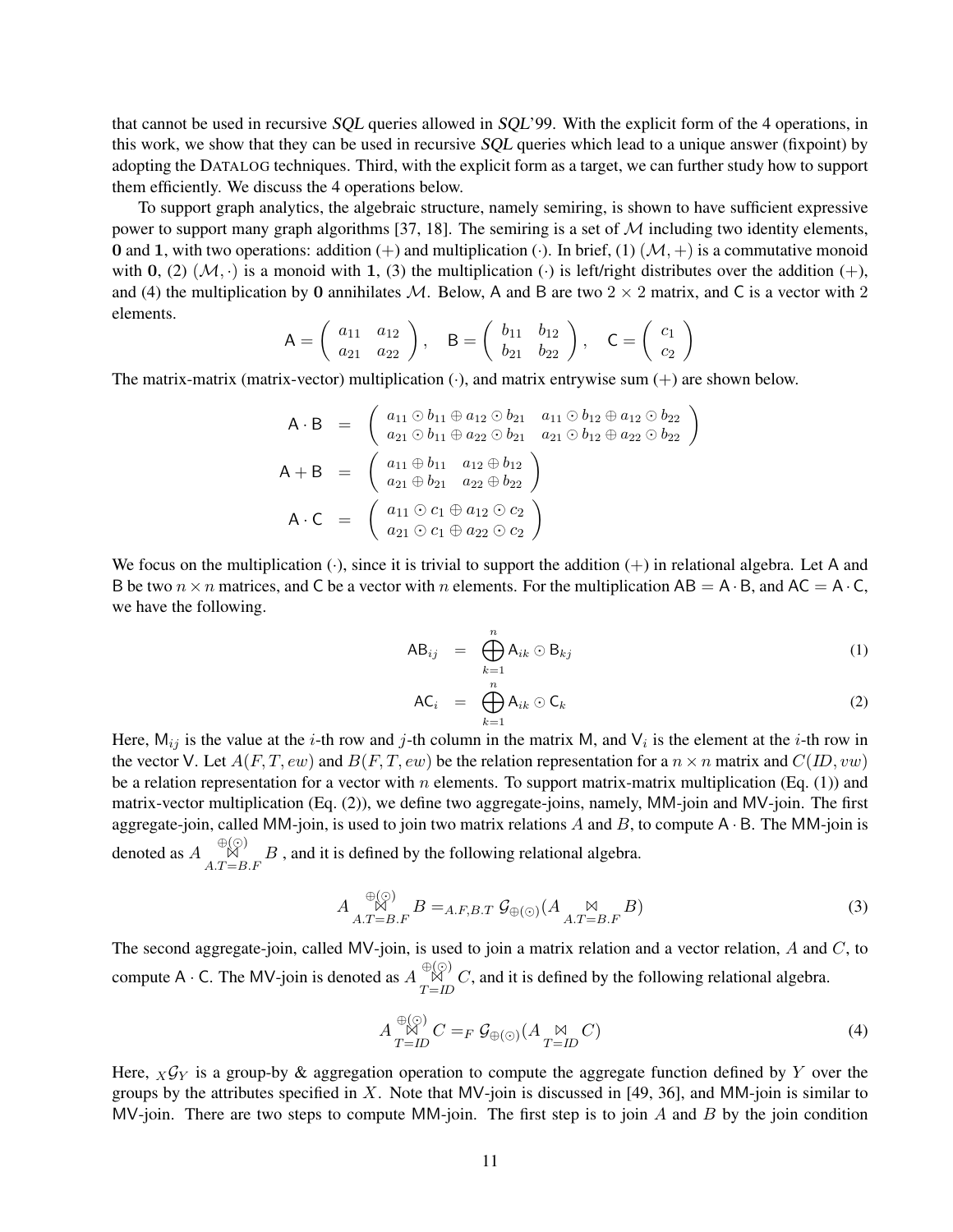that cannot be used in recursive *SQL* queries allowed in *SQL*'99. With the explicit form of the 4 operations, in this work, we show that they can be used in recursive *SQL* queries which lead to a unique answer (fixpoint) by adopting the DATALOG techniques. Third, with the explicit form as a target, we can further study how to support them efficiently. We discuss the 4 operations below.

To support graph analytics, the algebraic structure, namely semiring, is shown to have sufficient expressive power to support many graph algorithms [37, 18]. The semiring is a set of $\mathcal{M}$ including two identity elements, $\mathbf{0}$ and $\mathbf{1}$, with two operations: addition $(+)$ and multiplication $(\cdot)$. In brief, (1) $(\mathcal{M}, +)$ is a commutative monoid with $\mathbf{0}$, (2) $(\mathcal{M}, \cdot)$ is a monoid with $\mathbf{1}$, (3) the multiplication $(\cdot)$ is left/right distributes over the addition $(+)$, and (4) the multiplication by $\mathbf{0}$ annihilates $\mathcal{M}$. Below, $\mathsf{A}$ and $\mathsf{B}$ are two $2 \times 2$ matrix, and $\mathsf{C}$ is a vector with 2 elements.

$$\mathsf{A} = \begin{pmatrix} a_{11} & a_{12} \\ a_{21} & a_{22} \end{pmatrix}, \quad \mathsf{B} = \begin{pmatrix} b_{11} & b_{12} \\ b_{21} & b_{22} \end{pmatrix}, \quad \mathsf{C} = \begin{pmatrix} c_1 \\ c_2 \end{pmatrix}$$

The matrix-matrix (matrix-vector) multiplication $(\cdot)$, and matrix entrywise sum $(+)$ are shown below.

$$\begin{aligned}
\mathsf{A} \cdot \mathsf{B} &= \begin{pmatrix} a_{11} \odot b_{11} \oplus a_{12} \odot b_{21} & a_{11} \odot b_{12} \oplus a_{12} \odot b_{22} \\ a_{21} \odot b_{11} \oplus a_{22} \odot b_{21} & a_{21} \odot b_{12} \oplus a_{22} \odot b_{22} \end{pmatrix} \\
\mathsf{A} + \mathsf{B} &= \begin{pmatrix} a_{11} \oplus b_{11} & a_{12} \oplus b_{12} \\ a_{21} \oplus b_{21} & a_{22} \oplus b_{22} \end{pmatrix} \\
\mathsf{A} \cdot \mathsf{C} &= \begin{pmatrix} a_{11} \odot c_1 \oplus a_{12} \odot c_2 \\ a_{21} \odot c_1 \oplus a_{22} \odot c_2 \end{pmatrix}
\end{aligned}$$

We focus on the multiplication $(\cdot)$, since it is trivial to support the addition $(+)$ in relational algebra. Let $\mathsf{A}$ and $\mathsf{B}$ be two $n \times n$ matrices, and $\mathsf{C}$ be a vector with $n$ elements. For the multiplication $\mathsf{AB} = \mathsf{A} \cdot \mathsf{B}$, and $\mathsf{AC} = \mathsf{A} \cdot \mathsf{C}$, we have the following.

$$\mathsf{AB}_{ij} = \bigoplus_{k=1}^{n} \mathsf{A}_{ik} \odot \mathsf{B}_{kj} \tag{1}$$

$$\mathsf{AC}_{i} = \bigoplus_{k=1}^{n} \mathsf{A}_{ik} \odot \mathsf{C}_{k} \tag{2}$$

Here, $\mathsf{M}_{ij}$ is the value at the $i$-th row and $j$-th column in the matrix $\mathsf{M}$, and $\mathsf{V}_i$ is the element at the $i$-th row in the vector $\mathsf{V}$. Let $A(F, T, ew)$ and $B(F, T, ew)$ be the relation representation for a $n \times n$ matrix and $C(ID, vw)$ be a relation representation for a vector with $n$ elements. To support matrix-matrix multiplication (Eq. (1)) and matrix-vector multiplication (Eq. (2)), we define two aggregate-joins, namely, MM-join and MV-join. The first aggregate-join, called MM-join, is used to join two matrix relations $A$ and $B$, to compute $\mathsf{A} \cdot \mathsf{B}$. The MM-join is denoted as $A \overset{\oplus(\odot)}{\underset{A.T=B.F}{\bowtie}} B$, and it is defined by the following relational algebra.

$$A \overset{\oplus(\odot)}{\underset{A.T=B.F}{\bowtie}} B = {}_{A.F, B.T}\mathcal{G}_{\oplus(\odot)}(A \underset{A.T=B.F}{\bowtie} B) \tag{3}$$

The second aggregate-join, called MV-join, is used to join a matrix relation and a vector relation, $A$ and $C$, to compute $\mathsf{A} \cdot \mathsf{C}$. The MV-join is denoted as $A \overset{\oplus(\odot)}{\underset{T=ID}{\bowtie}} C$, and it is defined by the following relational algebra.

$$A \overset{\oplus(\odot)}{\underset{T=ID}{\bowtie}} C = {}_{F}\mathcal{G}_{\oplus(\odot)}(A \underset{T=ID}{\bowtie} C) \tag{4}$$

Here, ${}_X\mathcal{G}_Y$ is a group-by & aggregation operation to compute the aggregate function defined by $Y$ over the groups by the attributes specified in $X$. Note that MV-join is discussed in [49, 36], and MM-join is similar to MV-join. There are two steps to compute MM-join. The first step is to join $A$ and $B$ by the join condition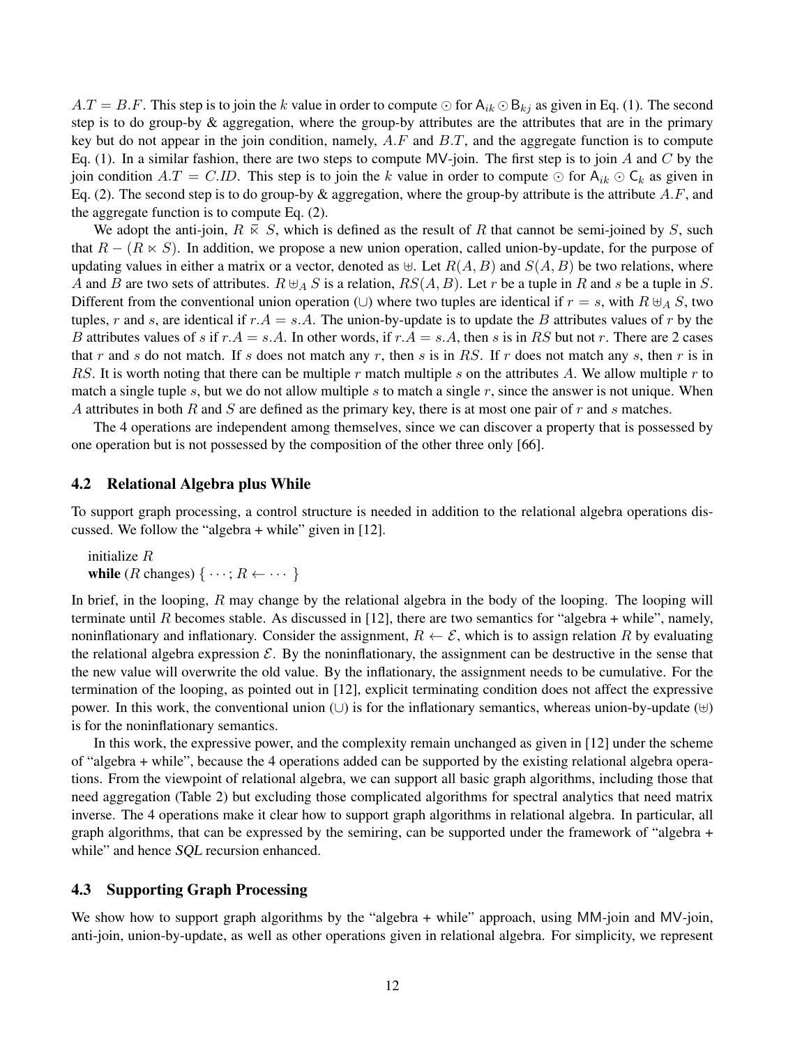$A.T = B.F$. This step is to join the $k$ value in order to compute $\odot$ for $\mathsf{A}_{ik} \odot \mathsf{B}_{kj}$ as given in Eq. (1). The second step is to do group-by & aggregation, where the group-by attributes are the attributes that are in the primary key but do not appear in the join condition, namely, $A.F$ and $B.T$, and the aggregate function is to compute Eq. (1). In a similar fashion, there are two steps to compute MV-join. The first step is to join $A$ and $C$ by the join condition $A.T = C.ID$. This step is to join the $k$ value in order to compute $\odot$ for $\mathsf{A}_{ik} \odot \mathsf{C}_k$ as given in Eq. (2). The second step is to do group-by & aggregation, where the group-by attribute is the attribute $A.F$, and the aggregate function is to compute Eq. (2).

We adopt the anti-join, $R \,\overline{\ltimes}\, S$, which is defined as the result of $R$ that cannot be semi-joined by $S$, such that $R - (R \ltimes S)$. In addition, we propose a new union operation, called union-by-update, for the purpose of updating values in either a matrix or a vector, denoted as $\uplus$. Let $R(A, B)$ and $S(A, B)$ be two relations, where $A$ and $B$ are two sets of attributes. $R \uplus_A S$ is a relation, $RS(A, B)$. Let $r$ be a tuple in $R$ and $s$ be a tuple in $S$. Different from the conventional union operation ($\cup$) where two tuples are identical if $r = s$, with $R \uplus_A S$, two tuples, $r$ and $s$, are identical if $r.A = s.A$. The union-by-update is to update the $B$ attributes values of $r$ by the $B$ attributes values of $s$ if $r.A = s.A$. In other words, if $r.A = s.A$, then $s$ is in $RS$ but not $r$. There are 2 cases that $r$ and $s$ do not match. If $s$ does not match any $r$, then $s$ is in $RS$. If $r$ does not match any $s$, then $r$ is in $RS$. It is worth noting that there can be multiple $r$ match multiple $s$ on the attributes $A$. We allow multiple $r$ to match a single tuple $s$, but we do not allow multiple $s$ to match a single $r$, since the answer is not unique. When $A$ attributes in both $R$ and $S$ are defined as the primary key, there is at most one pair of $r$ and $s$ matches.

The 4 operations are independent among themselves, since we can discover a property that is possessed by one operation but is not possessed by the composition of the other three only [66].

### 4.2 Relational Algebra plus While

To support graph processing, a control structure is needed in addition to the relational algebra operations discussed. We follow the "algebra + while" given in [12].

initialize $R$
**while** ($R$ changes) $\{ \cdots; R \leftarrow \cdots \}$

In brief, in the looping, $R$ may change by the relational algebra in the body of the looping. The looping will terminate until $R$ becomes stable. As discussed in [12], there are two semantics for "algebra + while", namely, noninflationary and inflationary. Consider the assignment, $R \leftarrow \mathcal{E}$, which is to assign relation $R$ by evaluating the relational algebra expression $\mathcal{E}$. By the noninflationary, the assignment can be destructive in the sense that the new value will overwrite the old value. By the inflationary, the assignment needs to be cumulative. For the termination of the looping, as pointed out in [12], explicit terminating condition does not affect the expressive power. In this work, the conventional union ($\cup$) is for the inflationary semantics, whereas union-by-update ($\uplus$) is for the noninflationary semantics.

In this work, the expressive power, and the complexity remain unchanged as given in [12] under the scheme of "algebra + while", because the 4 operations added can be supported by the existing relational algebra operations. From the viewpoint of relational algebra, we can support all basic graph algorithms, including those that need aggregation (Table 2) but excluding those complicated algorithms for spectral analytics that need matrix inverse. The 4 operations make it clear how to support graph algorithms in relational algebra. In particular, all graph algorithms, that can be expressed by the semiring, can be supported under the framework of "algebra + while" and hence *SQL* recursion enhanced.

### 4.3 Supporting Graph Processing

We show how to support graph algorithms by the "algebra + while" approach, using MM-join and MV-join, anti-join, union-by-update, as well as other operations given in relational algebra. For simplicity, we represent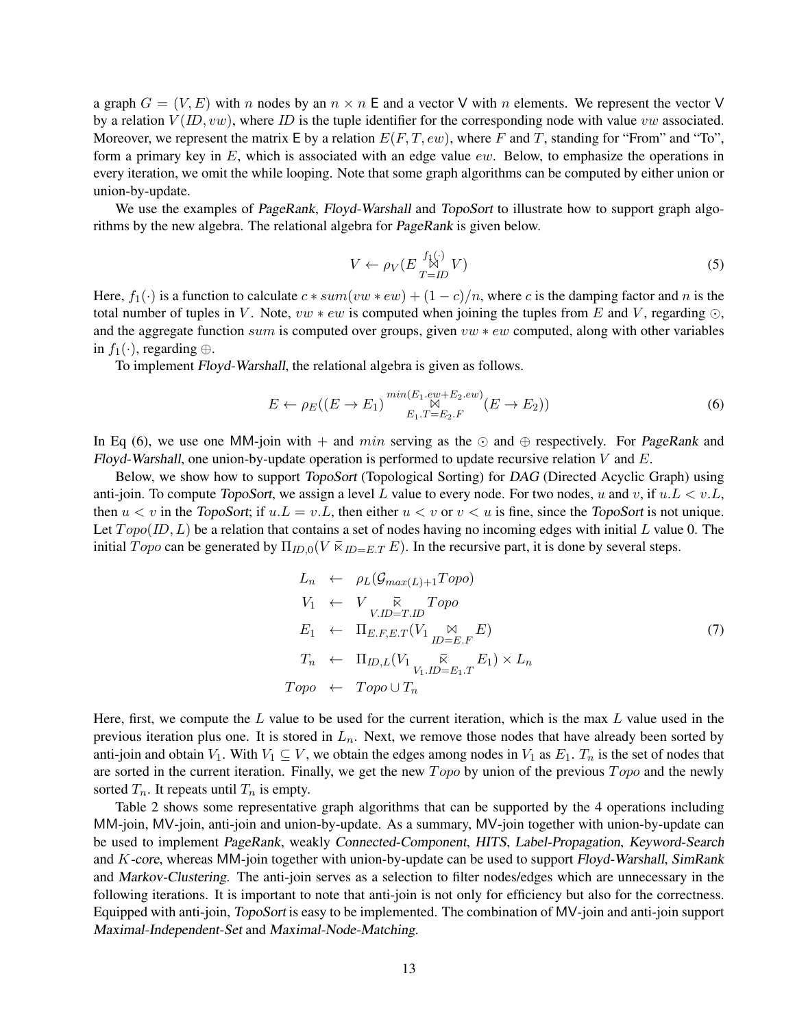a graph $G = (V, E)$ with $n$ nodes by an $n \times n$ E and a vector V with $n$ elements. We represent the vector V by a relation $V(ID, vw)$, where $ID$ is the tuple identifier for the corresponding node with value $vw$ associated. Moreover, we represent the matrix E by a relation $E(F, T, ew)$, where $F$ and $T$, standing for "From" and "To", form a primary key in $E$, which is associated with an edge value $ew$. Below, to emphasize the operations in every iteration, we omit the while looping. Note that some graph algorithms can be computed by either union or union-by-update.

We use the examples of *PageRank*, *Floyd-Warshall* and *TopoSort* to illustrate how to support graph algorithms by the new algebra. The relational algebra for *PageRank* is given below.

$$V \leftarrow \rho_V(E \underset{T=ID}{\overset{f_1(\cdot)}{\bowtie}} V) \tag{5}$$

Here, $f_1(\cdot)$ is a function to calculate $c * sum(vw * ew) + (1-c)/n$, where $c$ is the damping factor and $n$ is the total number of tuples in $V$. Note, $vw * ew$ is computed when joining the tuples from $E$ and $V$, regarding $\odot$, and the aggregate function $sum$ is computed over groups, given $vw * ew$ computed, along with other variables in $f_1(\cdot)$, regarding $\oplus$.

To implement *Floyd-Warshall*, the relational algebra is given as follows.

$$E \leftarrow \rho_E((E \rightarrow E_1) \underset{E_1.T=E_2.F}{\overset{min(E_1.ew+E_2.ew)}{\bowtie}} (E \rightarrow E_2)) \tag{6}$$

In Eq (6), we use one MM-join with $+$ and $min$ serving as the $\odot$ and $\oplus$ respectively. For *PageRank* and *Floyd-Warshall*, one union-by-update operation is performed to update recursive relation $V$ and $E$.

Below, we show how to support *TopoSort* (Topological Sorting) for *DAG* (Directed Acyclic Graph) using anti-join. To compute *TopoSort*, we assign a level $L$ value to every node. For two nodes, $u$ and $v$, if $u.L < v.L$, then $u < v$ in the *TopoSort*; if $u.L = v.L$, then either $u < v$ or $v < u$ is fine, since the *TopoSort* is not unique. Let $Topo(ID, L)$ be a relation that contains a set of nodes having no incoming edges with initial $L$ value 0. The initial $Topo$ can be generated by $\Pi_{ID,0}(V \,\overline{\ltimes}_{ID=E.T}\, E)$. In the recursive part, it is done by several steps.

$$\begin{aligned}
L_n &\leftarrow \rho_L(\mathcal{G}_{max(L)+1} Topo) \\
V_1 &\leftarrow V \underset{V.ID=T.ID}{\overline{\ltimes}} Topo \\
E_1 &\leftarrow \Pi_{E.F,E.T}(V_1 \underset{ID=E.F}{\bowtie} E) \\
T_n &\leftarrow \Pi_{ID,L}(V_1 \underset{V_1.ID=E_1.T}{\overline{\ltimes}} E_1) \times L_n \\
Topo &\leftarrow Topo \cup T_n
\end{aligned} \tag{7}$$

Here, first, we compute the $L$ value to be used for the current iteration, which is the max $L$ value used in the previous iteration plus one. It is stored in $L_n$. Next, we remove those nodes that have already been sorted by anti-join and obtain $V_1$. With $V_1 \subseteq V$, we obtain the edges among nodes in $V_1$ as $E_1$. $T_n$ is the set of nodes that are sorted in the current iteration. Finally, we get the new $Topo$ by union of the previous $Topo$ and the newly sorted $T_n$. It repeats until $T_n$ is empty.

Table 2 shows some representative graph algorithms that can be supported by the 4 operations including MM-join, MV-join, anti-join and union-by-update. As a summary, MV-join together with union-by-update can be used to implement *PageRank*, weakly *Connected-Component*, *HITS*, *Label-Propagation*, *Keyword-Search* and *K-core*, whereas MM-join together with union-by-update can be used to support *Floyd-Warshall*, *SimRank* and *Markov-Clustering*. The anti-join serves as a selection to filter nodes/edges which are unnecessary in the following iterations. It is important to note that anti-join is not only for efficiency but also for the correctness. Equipped with anti-join, *TopoSort* is easy to be implemented. The combination of MV-join and anti-join support *Maximal-Independent-Set* and *Maximal-Node-Matching*.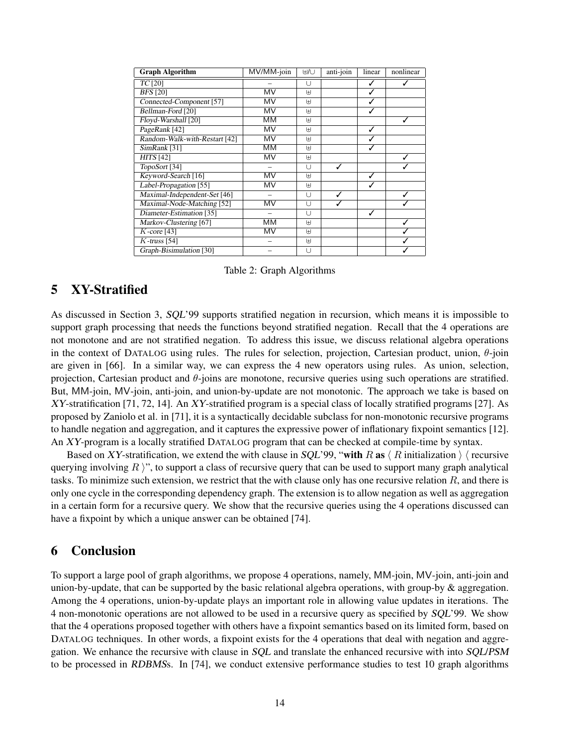| Graph Algorithm | MV/MM-join | ⊎/∪ | anti-join | linear | nonlinear |
|---|---|---|---|---|---|
| *TC* [20] | – | ∪ | | ✓ | ✓ |
| *BFS* [20] | MV | ⊎ | | ✓ | |
| *Connected-Component* [57] | MV | ⊎ | | ✓ | |
| *Bellman-Ford* [20] | MV | ⊎ | | ✓ | |
| *Floyd-Warshall* [20] | MM | ⊎ | | | ✓ |
| *PageRank* [42] | MV | ⊎ | | ✓ | |
| *Random-Walk-with-Restart* [42] | MV | ⊎ | | ✓ | |
| *SimRank* [31] | MM | ⊎ | | ✓ | |
| *HITS* [42] | MV | ⊎ | | | ✓ |
| *TopoSort* [34] | – | ∪ | ✓ | | ✓ |
| *Keyword-Search* [16] | MV | ⊎ | | ✓ | |
| *Label-Propagation* [55] | MV | ⊎ | | ✓ | |
| *Maximal-Independent-Set* [46] | – | ∪ | ✓ | | ✓ |
| *Maximal-Node-Matching* [52] | MV | ∪ | ✓ | | ✓ |
| *Diameter-Estimation* [35] | – | ∪ | | ✓ | |
| *Markov-Clustering* [67] | MM | ⊎ | | | ✓ |
| *$K$-core* [43] | MV | ⊎ | | | ✓ |
| *$K$-truss* [54] | – | ⊎ | | | ✓ |
| *Graph-Bisimulation* [30] | – | ∪ | | | ✓ |

Table 2: Graph Algorithms

## 5 XY-Stratified

As discussed in Section 3, *SQL*'99 supports stratified negation in recursion, which means it is impossible to support graph processing that needs the functions beyond stratified negation. Recall that the 4 operations are not monotone and are not stratified negation. To address this issue, we discuss relational algebra operations in the context of DATALOG using rules. The rules for selection, projection, Cartesian product, union, $\theta$-join are given in [66]. In a similar way, we can express the 4 new operators using rules. As union, selection, projection, Cartesian product and $\theta$-joins are monotone, recursive queries using such operations are stratified. But, MM-join, MV-join, anti-join, and union-by-update are not monotonic. The approach we take is based on *XY*-stratification [71, 72, 14]. An *XY*-stratified program is a special class of locally stratified programs [27]. As proposed by Zaniolo et al. in [71], it is a syntactically decidable subclass for non-monotonic recursive programs to handle negation and aggregation, and it captures the expressive power of inflationary fixpoint semantics [12]. An *XY*-program is a locally stratified DATALOG program that can be checked at compile-time by syntax.

Based on *XY*-stratification, we extend the with clause in *SQL*'99, "**with** $R$ **as** $\langle$ $R$ initialization $\rangle$ $\langle$ recursive querying involving $R$ $\rangle$", to support a class of recursive query that can be used to support many graph analytical tasks. To minimize such extension, we restrict that the with clause only has one recursive relation $R$, and there is only one cycle in the corresponding dependency graph. The extension is to allow negation as well as aggregation in a certain form for a recursive query. We show that the recursive queries using the 4 operations discussed can have a fixpoint by which a unique answer can be obtained [74].

## 6 Conclusion

To support a large pool of graph algorithms, we propose 4 operations, namely, MM-join, MV-join, anti-join and union-by-update, that can be supported by the basic relational algebra operations, with group-by & aggregation. Among the 4 operations, union-by-update plays an important role in allowing value updates in iterations. The 4 non-monotonic operations are not allowed to be used in a recursive query as specified by *SQL*'99. We show that the 4 operations proposed together with others have a fixpoint semantics based on its limited form, based on DATALOG techniques. In other words, a fixpoint exists for the 4 operations that deal with negation and aggregation. We enhance the recursive with clause in *SQL* and translate the enhanced recursive with into *SQL/PSM* to be processed in *RDBMS*s. In [74], we conduct extensive performance studies to test 10 graph algorithms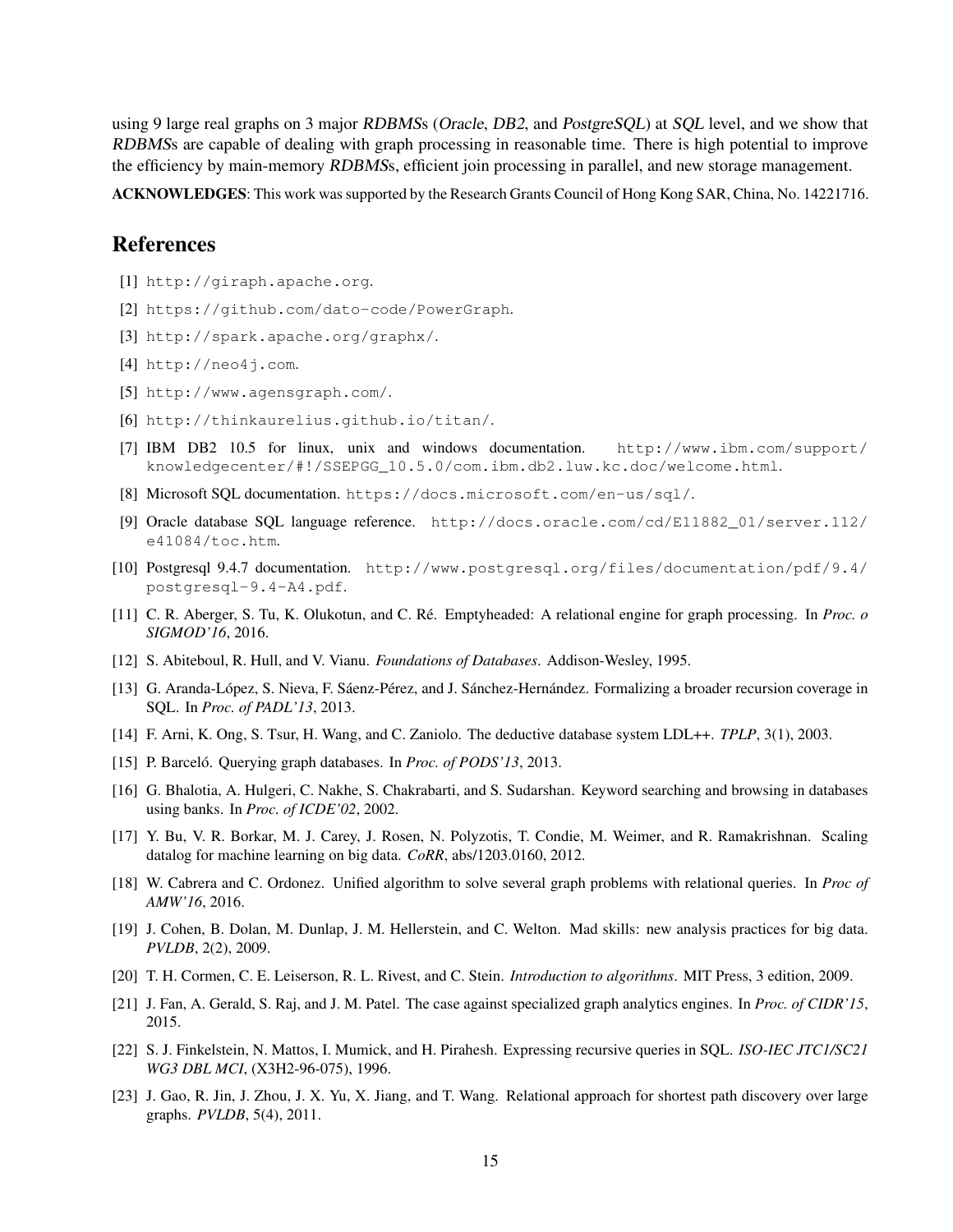using 9 large real graphs on 3 major *RDBMS*s (*Oracle*, *DB2*, and *PostgreSQL*) at *SQL* level, and we show that *RDBMS*s are capable of dealing with graph processing in reasonable time. There is high potential to improve the efficiency by main-memory *RDBMS*s, efficient join processing in parallel, and new storage management.

**ACKNOWLEDGES**: This work was supported by the Research Grants Council of Hong Kong SAR, China, No. 14221716.

## References

[1] `http://giraph.apache.org`.

[2] `https://github.com/dato-code/PowerGraph`.

[3] `http://spark.apache.org/graphx/`.

[4] `http://neo4j.com`.

[5] `http://www.agensgraph.com/`.

[6] `http://thinkaurelius.github.io/titan/`.

[7] IBM DB2 10.5 for linux, unix and windows documentation. `http://www.ibm.com/support/knowledgecenter/#!/SSEPGG_10.5.0/com.ibm.db2.luw.kc.doc/welcome.html`.

[8] Microsoft SQL documentation. `https://docs.microsoft.com/en-us/sql/`.

[9] Oracle database SQL language reference. `http://docs.oracle.com/cd/E11882_01/server.112/e41084/toc.htm`.

[10] Postgresql 9.4.7 documentation. `http://www.postgresql.org/files/documentation/pdf/9.4/postgresql-9.4-A4.pdf`.

[11] C. R. Aberger, S. Tu, K. Olukotun, and C. Ré. Emptyheaded: A relational engine for graph processing. In *Proc. o SIGMOD'16*, 2016.

[12] S. Abiteboul, R. Hull, and V. Vianu. *Foundations of Databases*. Addison-Wesley, 1995.

[13] G. Aranda-López, S. Nieva, F. Sáenz-Pérez, and J. Sánchez-Hernández. Formalizing a broader recursion coverage in SQL. In *Proc. of PADL'13*, 2013.

[14] F. Arni, K. Ong, S. Tsur, H. Wang, and C. Zaniolo. The deductive database system LDL++. *TPLP*, 3(1), 2003.

[15] P. Barceló. Querying graph databases. In *Proc. of PODS'13*, 2013.

[16] G. Bhalotia, A. Hulgeri, C. Nakhe, S. Chakrabarti, and S. Sudarshan. Keyword searching and browsing in databases using banks. In *Proc. of ICDE'02*, 2002.

[17] Y. Bu, V. R. Borkar, M. J. Carey, J. Rosen, N. Polyzotis, T. Condie, M. Weimer, and R. Ramakrishnan. Scaling datalog for machine learning on big data. *CoRR*, abs/1203.0160, 2012.

[18] W. Cabrera and C. Ordonez. Unified algorithm to solve several graph problems with relational queries. In *Proc of AMW'16*, 2016.

[19] J. Cohen, B. Dolan, M. Dunlap, J. M. Hellerstein, and C. Welton. Mad skills: new analysis practices for big data. *PVLDB*, 2(2), 2009.

[20] T. H. Cormen, C. E. Leiserson, R. L. Rivest, and C. Stein. *Introduction to algorithms*. MIT Press, 3 edition, 2009.

[21] J. Fan, A. Gerald, S. Raj, and J. M. Patel. The case against specialized graph analytics engines. In *Proc. of CIDR'15*, 2015.

[22] S. J. Finkelstein, N. Mattos, I. Mumick, and H. Pirahesh. Expressing recursive queries in SQL. *ISO-IEC JTC1/SC21 WG3 DBL MCI*, (X3H2-96-075), 1996.

[23] J. Gao, R. Jin, J. Zhou, J. X. Yu, X. Jiang, and T. Wang. Relational approach for shortest path discovery over large graphs. *PVLDB*, 5(4), 2011.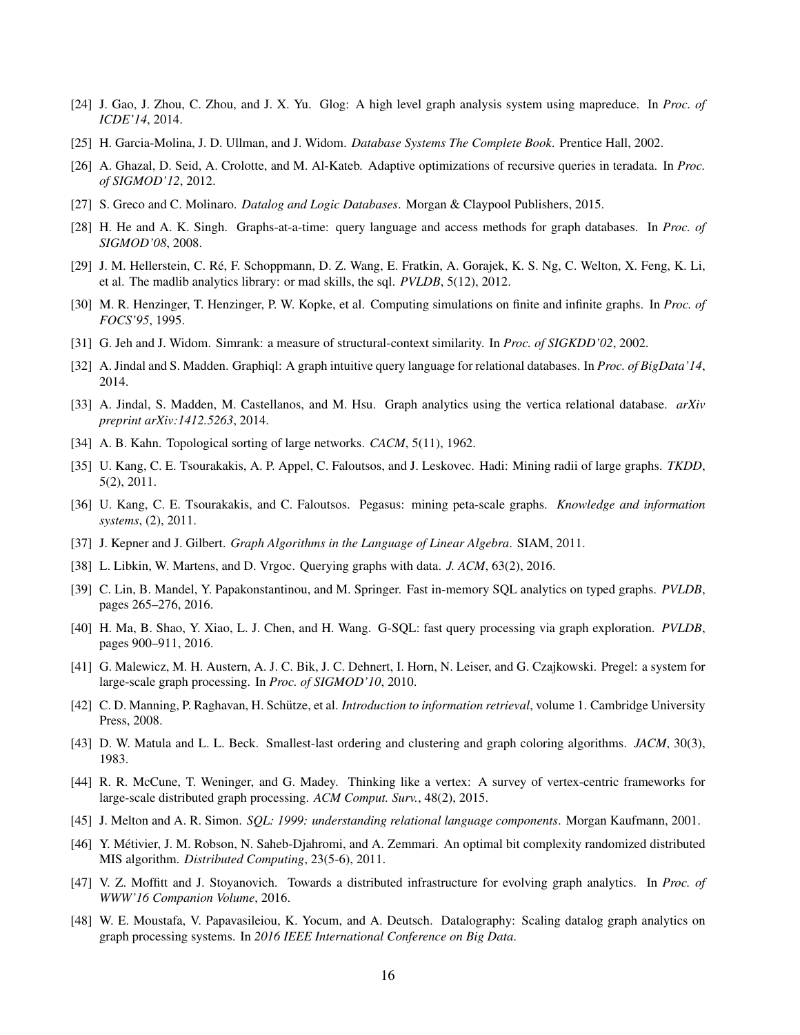[24] J. Gao, J. Zhou, C. Zhou, and J. X. Yu. Glog: A high level graph analysis system using mapreduce. In *Proc. of ICDE'14*, 2014.

[25] H. Garcia-Molina, J. D. Ullman, and J. Widom. *Database Systems The Complete Book*. Prentice Hall, 2002.

[26] A. Ghazal, D. Seid, A. Crolotte, and M. Al-Kateb. Adaptive optimizations of recursive queries in teradata. In *Proc. of SIGMOD'12*, 2012.

[27] S. Greco and C. Molinaro. *Datalog and Logic Databases*. Morgan & Claypool Publishers, 2015.

[28] H. He and A. K. Singh. Graphs-at-a-time: query language and access methods for graph databases. In *Proc. of SIGMOD'08*, 2008.

[29] J. M. Hellerstein, C. Ré, F. Schoppmann, D. Z. Wang, E. Fratkin, A. Gorajek, K. S. Ng, C. Welton, X. Feng, K. Li, et al. The madlib analytics library: or mad skills, the sql. *PVLDB*, 5(12), 2012.

[30] M. R. Henzinger, T. Henzinger, P. W. Kopke, et al. Computing simulations on finite and infinite graphs. In *Proc. of FOCS'95*, 1995.

[31] G. Jeh and J. Widom. Simrank: a measure of structural-context similarity. In *Proc. of SIGKDD'02*, 2002.

[32] A. Jindal and S. Madden. Graphiql: A graph intuitive query language for relational databases. In *Proc. of BigData'14*, 2014.

[33] A. Jindal, S. Madden, M. Castellanos, and M. Hsu. Graph analytics using the vertica relational database. *arXiv preprint arXiv:1412.5263*, 2014.

[34] A. B. Kahn. Topological sorting of large networks. *CACM*, 5(11), 1962.

[35] U. Kang, C. E. Tsourakakis, A. P. Appel, C. Faloutsos, and J. Leskovec. Hadi: Mining radii of large graphs. *TKDD*, 5(2), 2011.

[36] U. Kang, C. E. Tsourakakis, and C. Faloutsos. Pegasus: mining peta-scale graphs. *Knowledge and information systems*, (2), 2011.

[37] J. Kepner and J. Gilbert. *Graph Algorithms in the Language of Linear Algebra*. SIAM, 2011.

[38] L. Libkin, W. Martens, and D. Vrgoc. Querying graphs with data. *J. ACM*, 63(2), 2016.

[39] C. Lin, B. Mandel, Y. Papakonstantinou, and M. Springer. Fast in-memory SQL analytics on typed graphs. *PVLDB*, pages 265–276, 2016.

[40] H. Ma, B. Shao, Y. Xiao, L. J. Chen, and H. Wang. G-SQL: fast query processing via graph exploration. *PVLDB*, pages 900–911, 2016.

[41] G. Malewicz, M. H. Austern, A. J. C. Bik, J. C. Dehnert, I. Horn, N. Leiser, and G. Czajkowski. Pregel: a system for large-scale graph processing. In *Proc. of SIGMOD'10*, 2010.

[42] C. D. Manning, P. Raghavan, H. Schütze, et al. *Introduction to information retrieval*, volume 1. Cambridge University Press, 2008.

[43] D. W. Matula and L. L. Beck. Smallest-last ordering and clustering and graph coloring algorithms. *JACM*, 30(3), 1983.

[44] R. R. McCune, T. Weninger, and G. Madey. Thinking like a vertex: A survey of vertex-centric frameworks for large-scale distributed graph processing. *ACM Comput. Surv.*, 48(2), 2015.

[45] J. Melton and A. R. Simon. *SQL: 1999: understanding relational language components*. Morgan Kaufmann, 2001.

[46] Y. Métivier, J. M. Robson, N. Saheb-Djahromi, and A. Zemmari. An optimal bit complexity randomized distributed MIS algorithm. *Distributed Computing*, 23(5-6), 2011.

[47] V. Z. Moffitt and J. Stoyanovich. Towards a distributed infrastructure for evolving graph analytics. In *Proc. of WWW'16 Companion Volume*, 2016.

[48] W. E. Moustafa, V. Papavasileiou, K. Yocum, and A. Deutsch. Datalography: Scaling datalog graph analytics on graph processing systems. In *2016 IEEE International Conference on Big Data*.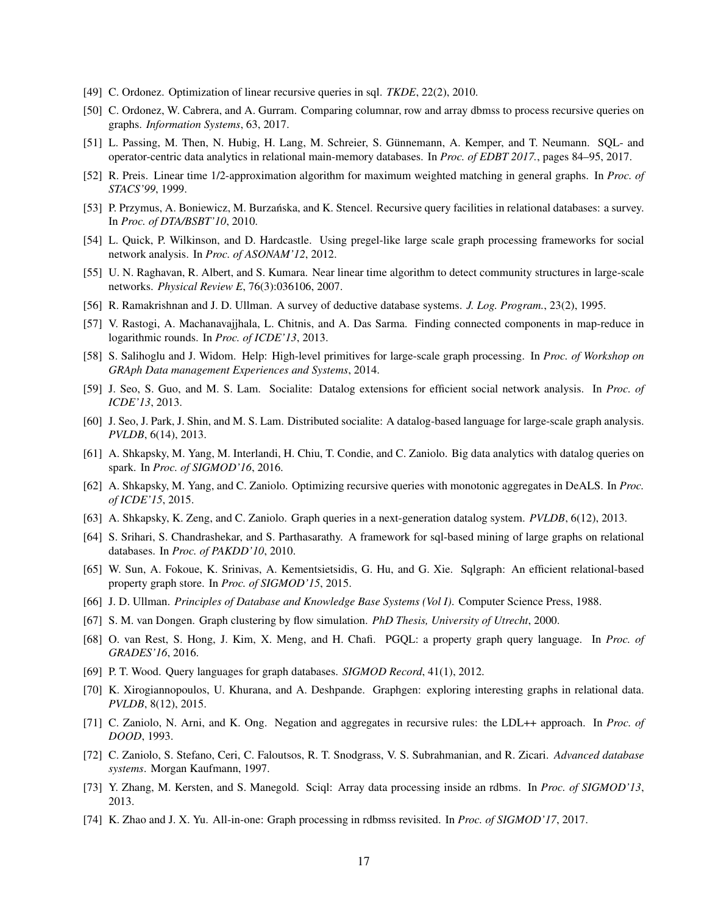[49] C. Ordonez. Optimization of linear recursive queries in sql. *TKDE*, 22(2), 2010.

[50] C. Ordonez, W. Cabrera, and A. Gurram. Comparing columnar, row and array dbmss to process recursive queries on graphs. *Information Systems*, 63, 2017.

[51] L. Passing, M. Then, N. Hubig, H. Lang, M. Schreier, S. Günnemann, A. Kemper, and T. Neumann. SQL- and operator-centric data analytics in relational main-memory databases. In *Proc. of EDBT 2017.*, pages 84–95, 2017.

[52] R. Preis. Linear time 1/2-approximation algorithm for maximum weighted matching in general graphs. In *Proc. of STACS'99*, 1999.

[53] P. Przymus, A. Boniewicz, M. Burzańska, and K. Stencel. Recursive query facilities in relational databases: a survey. In *Proc. of DTA/BSBT'10*, 2010.

[54] L. Quick, P. Wilkinson, and D. Hardcastle. Using pregel-like large scale graph processing frameworks for social network analysis. In *Proc. of ASONAM'12*, 2012.

[55] U. N. Raghavan, R. Albert, and S. Kumara. Near linear time algorithm to detect community structures in large-scale networks. *Physical Review E*, 76(3):036106, 2007.

[56] R. Ramakrishnan and J. D. Ullman. A survey of deductive database systems. *J. Log. Program.*, 23(2), 1995.

[57] V. Rastogi, A. Machanavajjhala, L. Chitnis, and A. Das Sarma. Finding connected components in map-reduce in logarithmic rounds. In *Proc. of ICDE'13*, 2013.

[58] S. Salihoglu and J. Widom. Help: High-level primitives for large-scale graph processing. In *Proc. of Workshop on GRAph Data management Experiences and Systems*, 2014.

[59] J. Seo, S. Guo, and M. S. Lam. Socialite: Datalog extensions for efficient social network analysis. In *Proc. of ICDE'13*, 2013.

[60] J. Seo, J. Park, J. Shin, and M. S. Lam. Distributed socialite: A datalog-based language for large-scale graph analysis. *PVLDB*, 6(14), 2013.

[61] A. Shkapsky, M. Yang, M. Interlandi, H. Chiu, T. Condie, and C. Zaniolo. Big data analytics with datalog queries on spark. In *Proc. of SIGMOD'16*, 2016.

[62] A. Shkapsky, M. Yang, and C. Zaniolo. Optimizing recursive queries with monotonic aggregates in DeALS. In *Proc. of ICDE'15*, 2015.

[63] A. Shkapsky, K. Zeng, and C. Zaniolo. Graph queries in a next-generation datalog system. *PVLDB*, 6(12), 2013.

[64] S. Srihari, S. Chandrashekar, and S. Parthasarathy. A framework for sql-based mining of large graphs on relational databases. In *Proc. of PAKDD'10*, 2010.

[65] W. Sun, A. Fokoue, K. Srinivas, A. Kementsietsidis, G. Hu, and G. Xie. Sqlgraph: An efficient relational-based property graph store. In *Proc. of SIGMOD'15*, 2015.

[66] J. D. Ullman. *Principles of Database and Knowledge Base Systems (Vol I)*. Computer Science Press, 1988.

[67] S. M. van Dongen. Graph clustering by flow simulation. *PhD Thesis, University of Utrecht*, 2000.

[68] O. van Rest, S. Hong, J. Kim, X. Meng, and H. Chafi. PGQL: a property graph query language. In *Proc. of GRADES'16*, 2016.

[69] P. T. Wood. Query languages for graph databases. *SIGMOD Record*, 41(1), 2012.

[70] K. Xirogiannopoulos, U. Khurana, and A. Deshpande. Graphgen: exploring interesting graphs in relational data. *PVLDB*, 8(12), 2015.

[71] C. Zaniolo, N. Arni, and K. Ong. Negation and aggregates in recursive rules: the LDL++ approach. In *Proc. of DOOD*, 1993.

[72] C. Zaniolo, S. Stefano, Ceri, C. Faloutsos, R. T. Snodgrass, V. S. Subrahmanian, and R. Zicari. *Advanced database systems*. Morgan Kaufmann, 1997.

[73] Y. Zhang, M. Kersten, and S. Manegold. Sciql: Array data processing inside an rdbms. In *Proc. of SIGMOD'13*, 2013.

[74] K. Zhao and J. X. Yu. All-in-one: Graph processing in rdbmss revisited. In *Proc. of SIGMOD'17*, 2017.